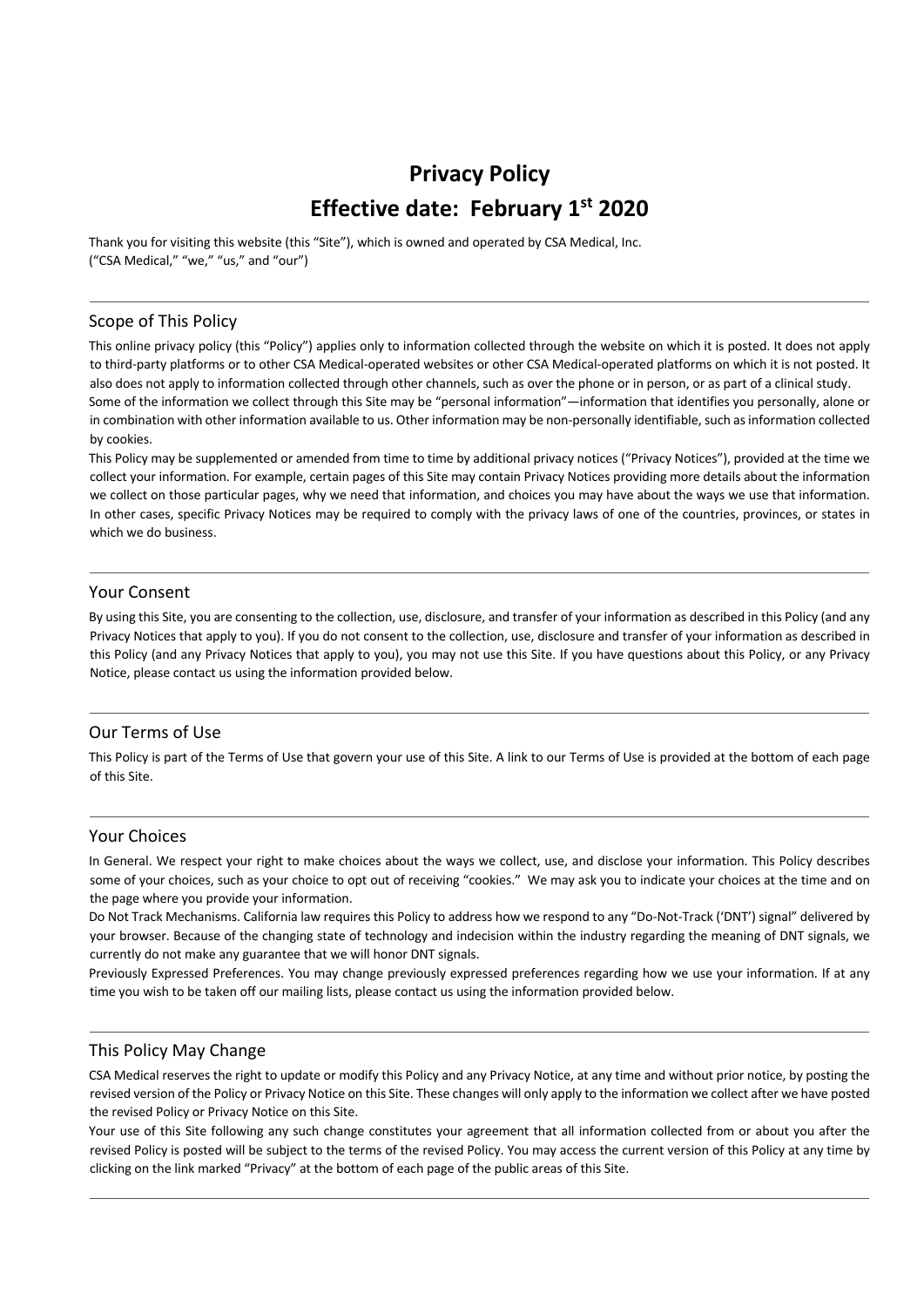# Privacy Policy

# Effective date: February 1st 2020

Thank you for visiting this website (this "Site"), which is owned and operated by CSA Medical, Inc. ("CSA Medical," "we," "us," and "our")

---

## Scope of This Policy

This online privacy policy (this "Policy") applies only to information collected through the website on which it is posted. It does not apply to third-party platforms or to other CSA Medical-operated websites or other CSA Medical-operated platforms on which it is not posted. It also does not apply to information collected through other channels, such as over the phone or in person, or as part of a clinical study.

Some of the information we collect through this Site may be "personal information"—information that identifies you personally, alone or in combination with other information available to us. Other information may be non-personally identifiable, such as information collected by cookies.

This Policy may be supplemented or amended from time to time by additional privacy notices ("Privacy Notices"), provided at the time we collect your information. For example, certain pages of this Site may contain Privacy Notices providing more details about the information we collect on those particular pages, why we need that information, and choices you may have about the ways we use that information. In other cases, specific Privacy Notices may be required to comply with the privacy laws of one of the countries, provinces, or states in which we do business.

---

## Your Consent

By using this Site, you are consenting to the collection, use, disclosure, and transfer of your information as described in this Policy (and any Privacy Notices that apply to you). If you do not consent to the collection, use, disclosure and transfer of your information as described in this Policy (and any Privacy Notices that apply to you), you may not use this Site. If you have questions about this Policy, or any Privacy Notice, please contact us using the information provided below.

---

## Our Terms of Use

This Policy is part of the Terms of Use that govern your use of this Site. A link to our Terms of Use is provided at the bottom of each page of this Site.

---

## Your Choices

In General. We respect your right to make choices about the ways we collect, use, and disclose your information. This Policy describes some of your choices, such as your choice to opt out of receiving "cookies." We may ask you to indicate your choices at the time and on the page where you provide your information.

Do Not Track Mechanisms. California law requires this Policy to address how we respond to any "Do-Not-Track ('DNT') signal" delivered by your browser. Because of the changing state of technology and indecision within the industry regarding the meaning of DNT signals, we currently do not make any guarantee that we will honor DNT signals.

Previously Expressed Preferences. You may change previously expressed preferences regarding how we use your information. If at any time you wish to be taken off our mailing lists, please contact us using the information provided below.

---

## This Policy May Change

CSA Medical reserves the right to update or modify this Policy and any Privacy Notice, at any time and without prior notice, by posting the revised version of the Policy or Privacy Notice on this Site. These changes will only apply to the information we collect after we have posted the revised Policy or Privacy Notice on this Site.

Your use of this Site following any such change constitutes your agreement that all information collected from or about you after the revised Policy is posted will be subject to the terms of the revised Policy. You may access the current version of this Policy at any time by clicking on the link marked "Privacy" at the bottom of each page of the public areas of this Site.

---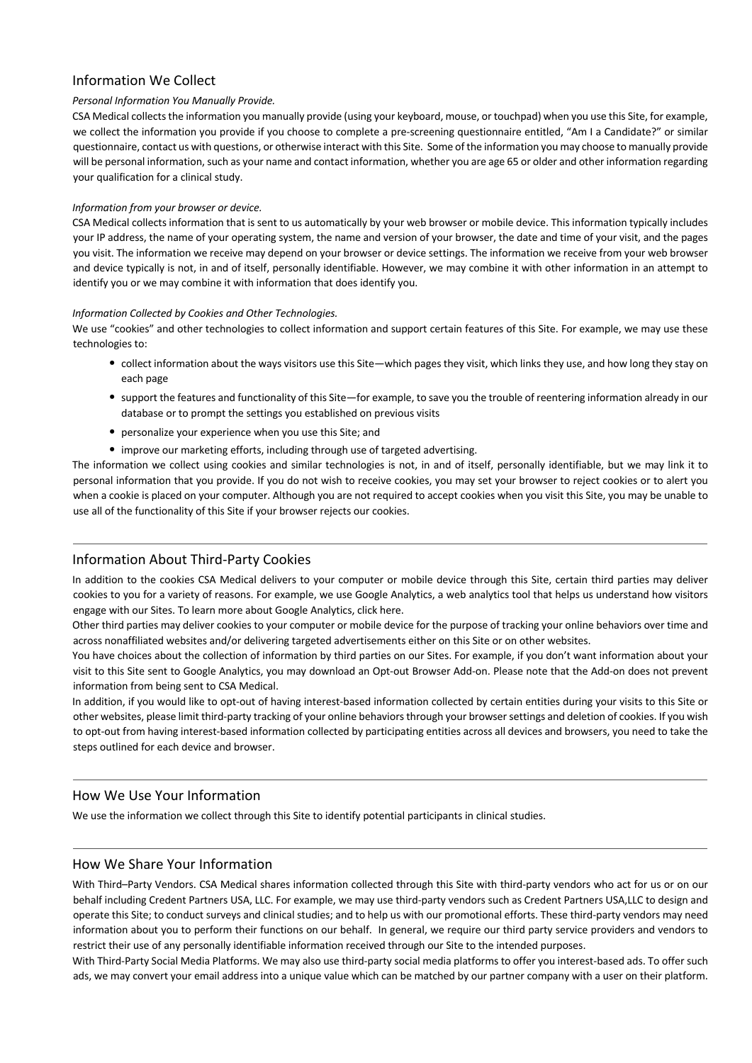## Information We Collect

*Personal Information You Manually Provide.*

CSA Medical collects the information you manually provide (using your keyboard, mouse, or touchpad) when you use this Site, for example, we collect the information you provide if you choose to complete a pre-screening questionnaire entitled, "Am I a Candidate?" or similar questionnaire, contact us with questions, or otherwise interact with this Site. Some of the information you may choose to manually provide will be personal information, such as your name and contact information, whether you are age 65 or older and other information regarding your qualification for a clinical study.

*Information from your browser or device.*

CSA Medical collects information that is sent to us automatically by your web browser or mobile device. This information typically includes your IP address, the name of your operating system, the name and version of your browser, the date and time of your visit, and the pages you visit. The information we receive may depend on your browser or device settings. The information we receive from your web browser and device typically is not, in and of itself, personally identifiable. However, we may combine it with other information in an attempt to identify you or we may combine it with information that does identify you.

*Information Collected by Cookies and Other Technologies.*

We use "cookies" and other technologies to collect information and support certain features of this Site. For example, we may use these technologies to:

- collect information about the ways visitors use this Site—which pages they visit, which links they use, and how long they stay on each page
- support the features and functionality of this Site—for example, to save you the trouble of reentering information already in our database or to prompt the settings you established on previous visits
- personalize your experience when you use this Site; and
- improve our marketing efforts, including through use of targeted advertising.

The information we collect using cookies and similar technologies is not, in and of itself, personally identifiable, but we may link it to personal information that you provide. If you do not wish to receive cookies, you may set your browser to reject cookies or to alert you when a cookie is placed on your computer. Although you are not required to accept cookies when you visit this Site, you may be unable to use all of the functionality of this Site if your browser rejects our cookies.

## Information About Third-Party Cookies

In addition to the cookies CSA Medical delivers to your computer or mobile device through this Site, certain third parties may deliver cookies to you for a variety of reasons. For example, we use Google Analytics, a web analytics tool that helps us understand how visitors engage with our Sites. To learn more about Google Analytics, click here.

Other third parties may deliver cookies to your computer or mobile device for the purpose of tracking your online behaviors over time and across nonaffiliated websites and/or delivering targeted advertisements either on this Site or on other websites.

You have choices about the collection of information by third parties on our Sites. For example, if you don't want information about your visit to this Site sent to Google Analytics, you may download an Opt-out Browser Add-on. Please note that the Add-on does not prevent information from being sent to CSA Medical.

In addition, if you would like to opt-out of having interest-based information collected by certain entities during your visits to this Site or other websites, please limit third-party tracking of your online behaviors through your browser settings and deletion of cookies. If you wish to opt-out from having interest-based information collected by participating entities across all devices and browsers, you need to take the steps outlined for each device and browser.

## How We Use Your Information

We use the information we collect through this Site to identify potential participants in clinical studies.

## How We Share Your Information

With Third–Party Vendors. CSA Medical shares information collected through this Site with third-party vendors who act for us or on our behalf including Credent Partners USA, LLC. For example, we may use third-party vendors such as Credent Partners USA,LLC to design and operate this Site; to conduct surveys and clinical studies; and to help us with our promotional efforts. These third-party vendors may need information about you to perform their functions on our behalf. In general, we require our third party service providers and vendors to restrict their use of any personally identifiable information received through our Site to the intended purposes.

With Third-Party Social Media Platforms. We may also use third-party social media platforms to offer you interest-based ads. To offer such ads, we may convert your email address into a unique value which can be matched by our partner company with a user on their platform.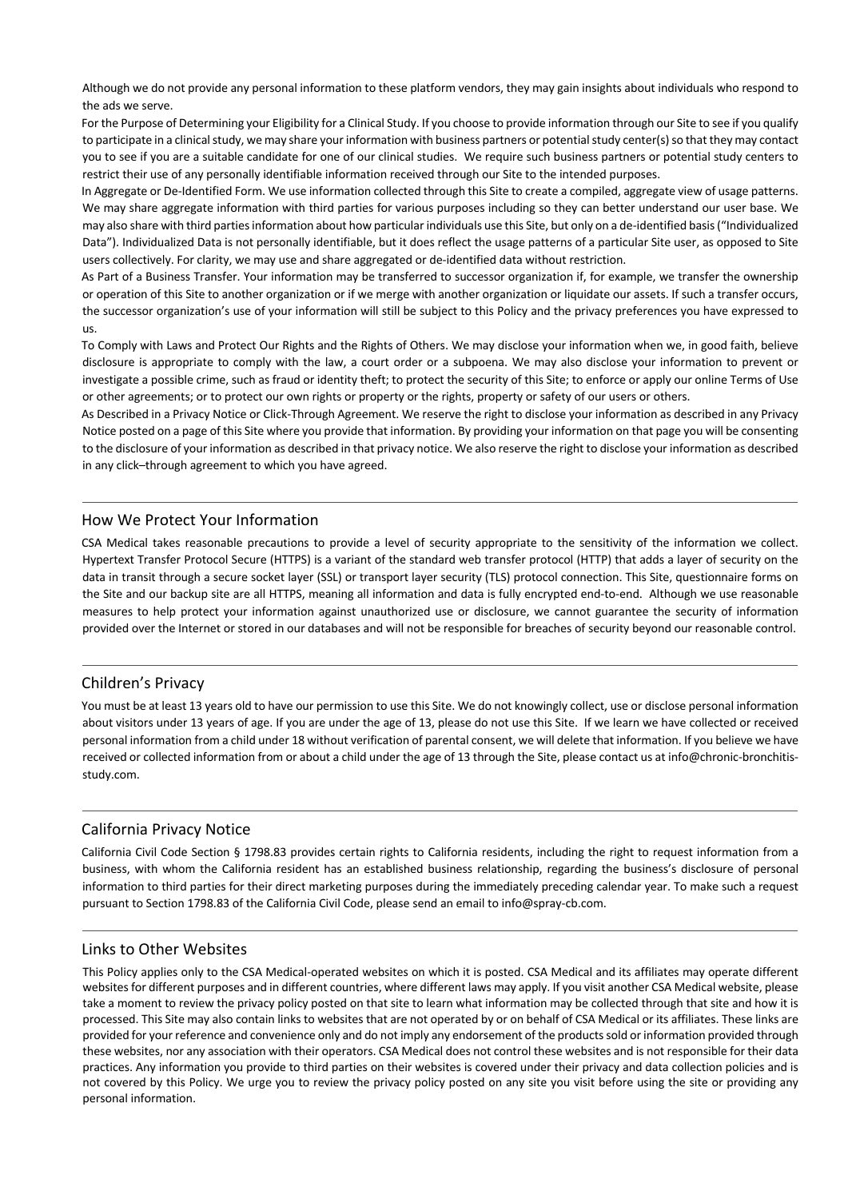Although we do not provide any personal information to these platform vendors, they may gain insights about individuals who respond to the ads we serve.

For the Purpose of Determining your Eligibility for a Clinical Study. If you choose to provide information through our Site to see if you qualify to participate in a clinical study, we may share your information with business partners or potential study center(s) so that they may contact you to see if you are a suitable candidate for one of our clinical studies. We require such business partners or potential study centers to restrict their use of any personally identifiable information received through our Site to the intended purposes.

In Aggregate or De-Identified Form. We use information collected through this Site to create a compiled, aggregate view of usage patterns. We may share aggregate information with third parties for various purposes including so they can better understand our user base. We may also share with third parties information about how particular individuals use this Site, but only on a de-identified basis ("Individualized Data"). Individualized Data is not personally identifiable, but it does reflect the usage patterns of a particular Site user, as opposed to Site users collectively. For clarity, we may use and share aggregated or de-identified data without restriction.

As Part of a Business Transfer. Your information may be transferred to successor organization if, for example, we transfer the ownership or operation of this Site to another organization or if we merge with another organization or liquidate our assets. If such a transfer occurs, the successor organization's use of your information will still be subject to this Policy and the privacy preferences you have expressed to us.

To Comply with Laws and Protect Our Rights and the Rights of Others. We may disclose your information when we, in good faith, believe disclosure is appropriate to comply with the law, a court order or a subpoena. We may also disclose your information to prevent or investigate a possible crime, such as fraud or identity theft; to protect the security of this Site; to enforce or apply our online Terms of Use or other agreements; or to protect our own rights or property or the rights, property or safety of our users or others.

As Described in a Privacy Notice or Click-Through Agreement. We reserve the right to disclose your information as described in any Privacy Notice posted on a page of this Site where you provide that information. By providing your information on that page you will be consenting to the disclosure of your information as described in that privacy notice. We also reserve the right to disclose your information as described in any click–through agreement to which you have agreed.

## How We Protect Your Information

CSA Medical takes reasonable precautions to provide a level of security appropriate to the sensitivity of the information we collect. Hypertext Transfer Protocol Secure (HTTPS) is a variant of the standard web transfer protocol (HTTP) that adds a layer of security on the data in transit through a secure socket layer (SSL) or transport layer security (TLS) protocol connection. This Site, questionnaire forms on the Site and our backup site are all HTTPS, meaning all information and data is fully encrypted end-to-end. Although we use reasonable measures to help protect your information against unauthorized use or disclosure, we cannot guarantee the security of information provided over the Internet or stored in our databases and will not be responsible for breaches of security beyond our reasonable control.

## Children's Privacy

You must be at least 13 years old to have our permission to use this Site. We do not knowingly collect, use or disclose personal information about visitors under 13 years of age. If you are under the age of 13, please do not use this Site. If we learn we have collected or received personal information from a child under 18 without verification of parental consent, we will delete that information. If you believe we have received or collected information from or about a child under the age of 13 through the Site, please contact us at info@chronic-bronchitis-study.com.

## California Privacy Notice

California Civil Code Section § 1798.83 provides certain rights to California residents, including the right to request information from a business, with whom the California resident has an established business relationship, regarding the business's disclosure of personal information to third parties for their direct marketing purposes during the immediately preceding calendar year. To make such a request pursuant to Section 1798.83 of the California Civil Code, please send an email to info@spray-cb.com.

## Links to Other Websites

This Policy applies only to the CSA Medical-operated websites on which it is posted. CSA Medical and its affiliates may operate different websites for different purposes and in different countries, where different laws may apply. If you visit another CSA Medical website, please take a moment to review the privacy policy posted on that site to learn what information may be collected through that site and how it is processed. This Site may also contain links to websites that are not operated by or on behalf of CSA Medical or its affiliates. These links are provided for your reference and convenience only and do not imply any endorsement of the products sold or information provided through these websites, nor any association with their operators. CSA Medical does not control these websites and is not responsible for their data practices. Any information you provide to third parties on their websites is covered under their privacy and data collection policies and is not covered by this Policy. We urge you to review the privacy policy posted on any site you visit before using the site or providing any personal information.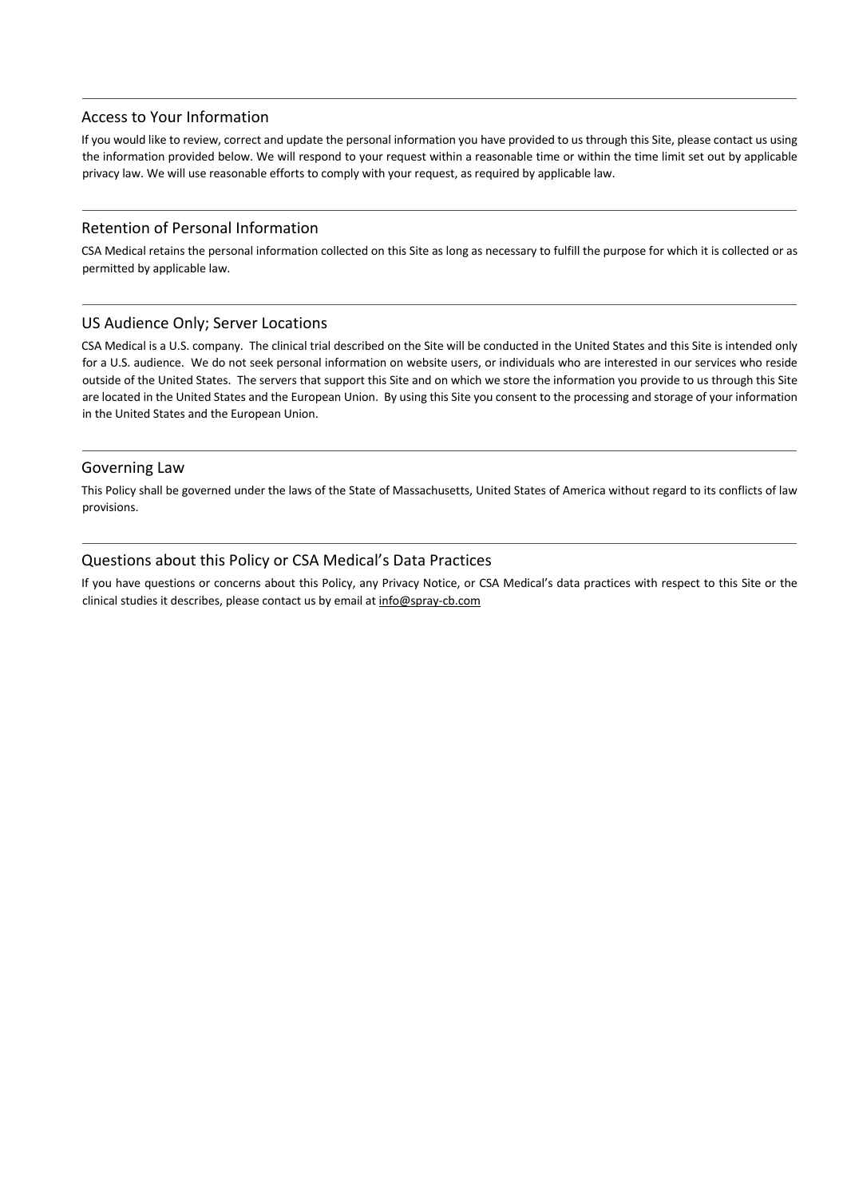## Access to Your Information

If you would like to review, correct and update the personal information you have provided to us through this Site, please contact us using the information provided below. We will respond to your request within a reasonable time or within the time limit set out by applicable privacy law. We will use reasonable efforts to comply with your request, as required by applicable law.

## Retention of Personal Information

CSA Medical retains the personal information collected on this Site as long as necessary to fulfill the purpose for which it is collected or as permitted by applicable law.

## US Audience Only; Server Locations

CSA Medical is a U.S. company. The clinical trial described on the Site will be conducted in the United States and this Site is intended only for a U.S. audience. We do not seek personal information on website users, or individuals who are interested in our services who reside outside of the United States. The servers that support this Site and on which we store the information you provide to us through this Site are located in the United States and the European Union. By using this Site you consent to the processing and storage of your information in the United States and the European Union.

## Governing Law

This Policy shall be governed under the laws of the State of Massachusetts, United States of America without regard to its conflicts of law provisions.

## Questions about this Policy or CSA Medical's Data Practices

If you have questions or concerns about this Policy, any Privacy Notice, or CSA Medical's data practices with respect to this Site or the clinical studies it describes, please contact us by email at info@spray-cb.com